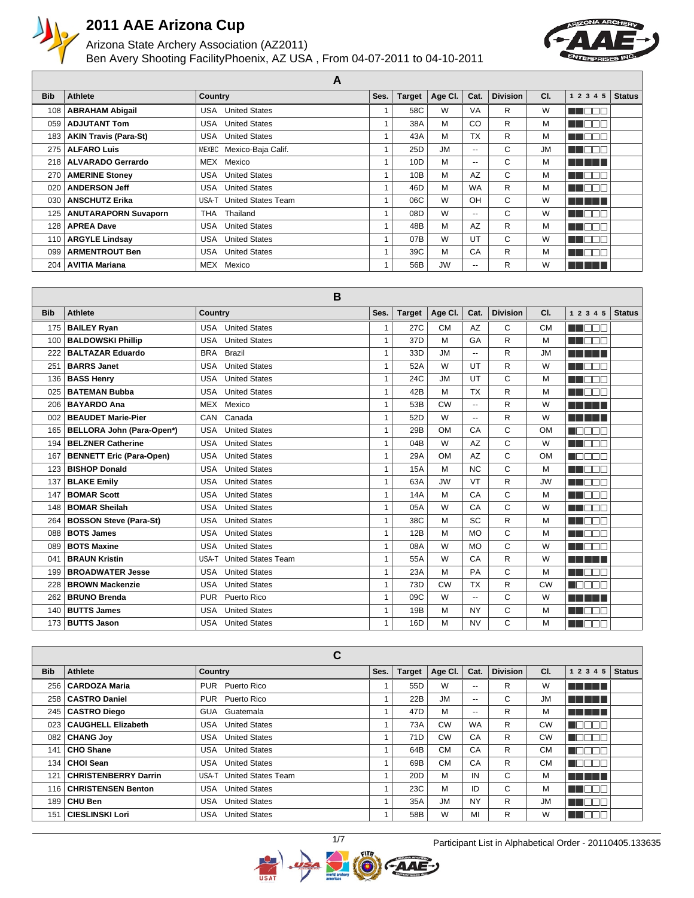# 2011 AAE Arizona Cup

Arizona State Archery Association (AZ2011)

Ben Avery Shooting FacilityPhoenix, AZ USA , From 04-07-2011 to 04-10-2011

## A

| Bib | Athlete | Country | Ses. | Target | Age Cl. | Cat. | Division | Cl. | 1 2 3 4 5 | Status |
|---|---|---|---|---|---|---|---|---|---|---|
| 108 | **ABRAHAM Abigail** | USA United States | 1 | 58C | W | VA | R | W | ■■□□□ | |
| 059 | **ADJUTANT Tom** | USA United States | 1 | 38A | M | CO | R | M | ■■□□□ | |
| 183 | **AKIN Travis (Para-St)** | USA United States | 1 | 43A | M | TX | R | M | ■■□□□ | |
| 275 | **ALFARO Luis** | MEXBC Mexico-Baja Calif. | 1 | 25D | JM | -- | C | JM | ■■□□□ | |
| 218 | **ALVARADO Gerrardo** | MEX Mexico | 1 | 10D | M | -- | C | M | ■■■■■ | |
| 270 | **AMERINE Stoney** | USA United States | 1 | 10B | M | AZ | C | M | ■■□□□ | |
| 020 | **ANDERSON Jeff** | USA United States | 1 | 46D | M | WA | R | M | ■■□□□ | |
| 030 | **ANSCHUTZ Erika** | USA-T United States Team | 1 | 06C | W | OH | C | W | ■■■■■ | |
| 125 | **ANUTARAPORN Suvaporn** | THA Thailand | 1 | 08D | W | -- | C | W | ■■□□□ | |
| 128 | **APREA Dave** | USA United States | 1 | 48B | M | AZ | R | M | ■■□□□ | |
| 110 | **ARGYLE Lindsay** | USA United States | 1 | 07B | W | UT | C | W | ■■□□□ | |
| 099 | **ARMENTROUT Ben** | USA United States | 1 | 39C | M | CA | R | M | ■■□□□ | |
| 204 | **AVITIA Mariana** | MEX Mexico | 1 | 56B | JW | -- | R | W | ■■■■■ | |

## B

| Bib | Athlete | Country | Ses. | Target | Age Cl. | Cat. | Division | Cl. | 1 2 3 4 5 | Status |
|---|---|---|---|---|---|---|---|---|---|---|
| 175 | **BAILEY Ryan** | USA United States | 1 | 27C | CM | AZ | C | CM | ■■□□□ | |
| 100 | **BALDOWSKI Phillip** | USA United States | 1 | 37D | M | GA | R | M | ■■□□□ | |
| 222 | **BALTAZAR Eduardo** | BRA Brazil | 1 | 33D | JM | -- | R | JM | ■■■■■ | |
| 251 | **BARRS Janet** | USA United States | 1 | 52A | W | UT | R | W | ■■□□□ | |
| 136 | **BASS Henry** | USA United States | 1 | 24C | JM | UT | C | M | ■■□□□ | |
| 025 | **BATEMAN Bubba** | USA United States | 1 | 42B | M | TX | R | M | ■■□□□ | |
| 206 | **BAYARDO Ana** | MEX Mexico | 1 | 53B | CW | -- | R | W | ■■■■■ | |
| 002 | **BEAUDET Marie-Pier** | CAN Canada | 1 | 52D | W | -- | R | W | ■■■■■ | |
| 165 | **BELLORA John (Para-Open*)** | USA United States | 1 | 29B | OM | CA | C | OM | ■□□□□ | |
| 194 | **BELZNER Catherine** | USA United States | 1 | 04B | W | AZ | C | W | ■■□□□ | |
| 167 | **BENNETT Eric (Para-Open)** | USA United States | 1 | 29A | OM | AZ | C | OM | ■□□□□ | |
| 123 | **BISHOP Donald** | USA United States | 1 | 15A | M | NC | C | M | ■■□□□ | |
| 137 | **BLAKE Emily** | USA United States | 1 | 63A | JW | VT | R | JW | ■■□□□ | |
| 147 | **BOMAR Scott** | USA United States | 1 | 14A | M | CA | C | M | ■■□□□ | |
| 148 | **BOMAR Sheilah** | USA United States | 1 | 05A | W | CA | C | W | ■■□□□ | |
| 264 | **BOSSON Steve (Para-St)** | USA United States | 1 | 38C | M | SC | R | M | ■■□□□ | |
| 088 | **BOTS James** | USA United States | 1 | 12B | M | MO | C | M | ■■□□□ | |
| 089 | **BOTS Maxine** | USA United States | 1 | 08A | W | MO | C | W | ■■□□□ | |
| 041 | **BRAUN Kristin** | USA-T United States Team | 1 | 55A | W | CA | R | W | ■■■■■ | |
| 199 | **BROADWATER Jesse** | USA United States | 1 | 23A | M | PA | C | M | ■■□□□ | |
| 228 | **BROWN Mackenzie** | USA United States | 1 | 73D | CW | TX | R | CW | ■□□□□ | |
| 262 | **BRUNO Brenda** | PUR Puerto Rico | 1 | 09C | W | -- | C | W | ■■■■■ | |
| 140 | **BUTTS James** | USA United States | 1 | 19B | M | NY | C | M | ■■□□□ | |
| 173 | **BUTTS Jason** | USA United States | 1 | 16D | M | NV | C | M | ■■□□□ | |

## C

| Bib | Athlete | Country | Ses. | Target | Age Cl. | Cat. | Division | Cl. | 1 2 3 4 5 | Status |
|---|---|---|---|---|---|---|---|---|---|---|
| 256 | **CARDOZA Maria** | PUR Puerto Rico | 1 | 55D | W | -- | R | W | ■■■■■ | |
| 258 | **CASTRO Daniel** | PUR Puerto Rico | 1 | 22B | JM | -- | C | JM | ■■■■■ | |
| 245 | **CASTRO Diego** | GUA Guatemala | 1 | 47D | M | -- | R | M | ■■■■■ | |
| 023 | **CAUGHELL Elizabeth** | USA United States | 1 | 73A | CW | WA | R | CW | ■□□□□ | |
| 082 | **CHANG Joy** | USA United States | 1 | 71D | CW | CA | R | CW | ■□□□□ | |
| 141 | **CHO Shane** | USA United States | 1 | 64B | CM | CA | R | CM | ■□□□□ | |
| 134 | **CHOI Sean** | USA United States | 1 | 69B | CM | CA | R | CM | ■□□□□ | |
| 121 | **CHRISTENBERRY Darrin** | USA-T United States Team | 1 | 20D | M | IN | C | M | ■■■■■ | |
| 116 | **CHRISTENSEN Benton** | USA United States | 1 | 23C | M | ID | C | M | ■■□□□ | |
| 189 | **CHU Ben** | USA United States | 1 | 35A | JM | NY | R | JM | ■■□□□ | |
| 151 | **CIESLINSKI Lori** | USA United States | 1 | 58B | W | MI | R | W | ■■□□□ | |

Participant List in Alphabetical Order - 20110405.133635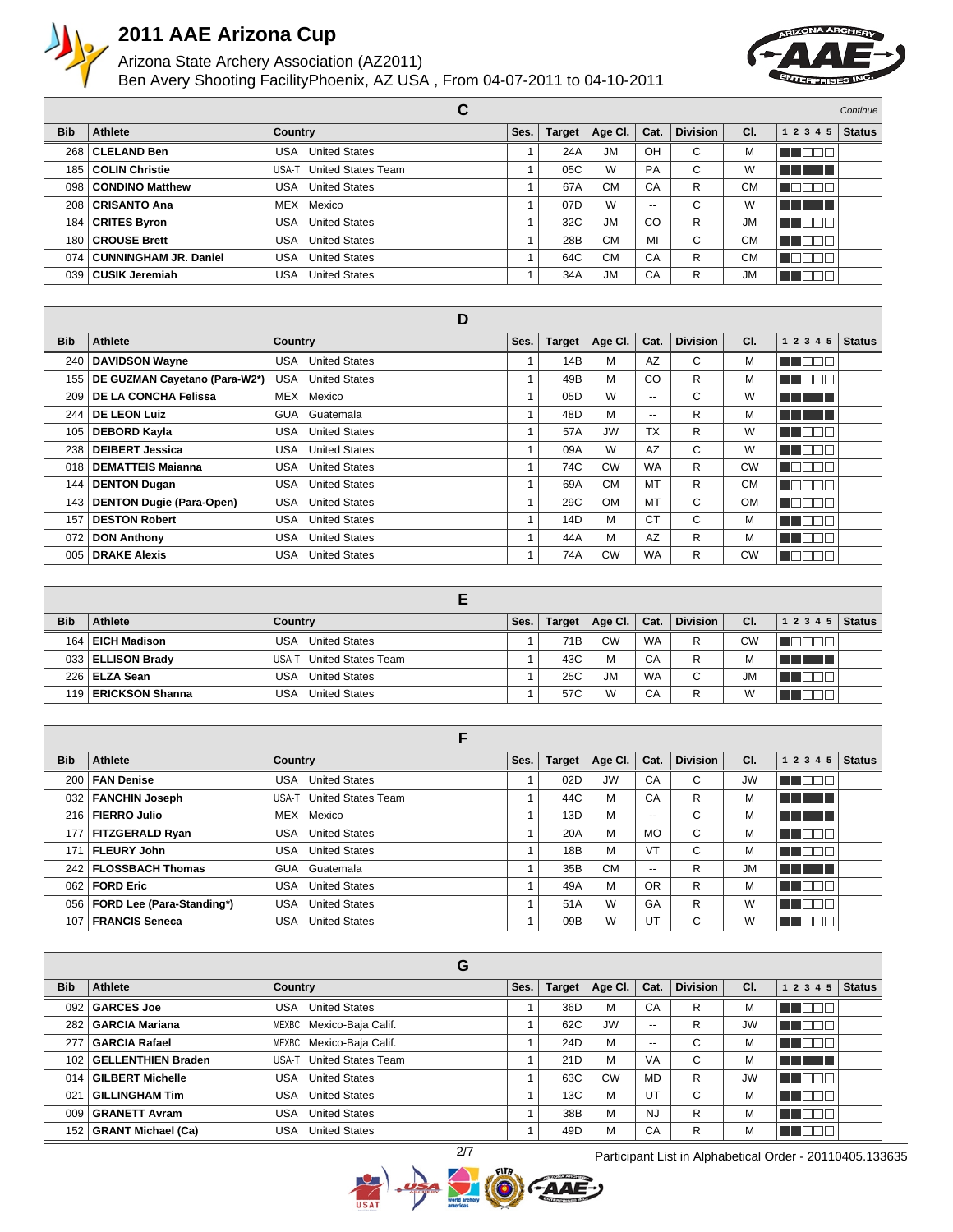# 2011 AAE Arizona Cup

Arizona State Archery Association (AZ2011)
Ben Avery Shooting FacilityPhoenix, AZ USA , From 04-07-2011 to 04-10-2011

## C

*Continue*

| Bib | Athlete | Country | Ses. | Target | Age Cl. | Cat. | Division | Cl. | 1 2 3 4 5 | Status |
|---|---|---|---|---|---|---|---|---|---|---|
| 268 | **CLELAND Ben** | USA United States | 1 | 24A | JM | OH | C | M | | |
| 185 | **COLIN Christie** | USA-T United States Team | 1 | 05C | W | PA | C | W | | |
| 098 | **CONDINO Matthew** | USA United States | 1 | 67A | CM | CA | R | CM | | |
| 208 | **CRISANTO Ana** | MEX Mexico | 1 | 07D | W | -- | C | W | | |
| 184 | **CRITES Byron** | USA United States | 1 | 32C | JM | CO | R | JM | | |
| 180 | **CROUSE Brett** | USA United States | 1 | 28B | CM | MI | C | CM | | |
| 074 | **CUNNINGHAM JR. Daniel** | USA United States | 1 | 64C | CM | CA | R | CM | | |
| 039 | **CUSIK Jeremiah** | USA United States | 1 | 34A | JM | CA | R | JM | | |

## D

| Bib | Athlete | Country | Ses. | Target | Age Cl. | Cat. | Division | Cl. | 1 2 3 4 5 | Status |
|---|---|---|---|---|---|---|---|---|---|---|
| 240 | **DAVIDSON Wayne** | USA United States | 1 | 14B | M | AZ | C | M | | |
| 155 | **DE GUZMAN Cayetano (Para-W2*)** | USA United States | 1 | 49B | M | CO | R | M | | |
| 209 | **DE LA CONCHA Felissa** | MEX Mexico | 1 | 05D | W | -- | C | W | | |
| 244 | **DE LEON Luiz** | GUA Guatemala | 1 | 48D | M | -- | R | M | | |
| 105 | **DEBORD Kayla** | USA United States | 1 | 57A | JW | TX | R | W | | |
| 238 | **DEIBERT Jessica** | USA United States | 1 | 09A | W | AZ | C | W | | |
| 018 | **DEMATTEIS Maianna** | USA United States | 1 | 74C | CW | WA | R | CW | | |
| 144 | **DENTON Dugan** | USA United States | 1 | 69A | CM | MT | R | CM | | |
| 143 | **DENTON Dugie (Para-Open)** | USA United States | 1 | 29C | OM | MT | C | OM | | |
| 157 | **DESTON Robert** | USA United States | 1 | 14D | M | CT | C | M | | |
| 072 | **DON Anthony** | USA United States | 1 | 44A | M | AZ | R | M | | |
| 005 | **DRAKE Alexis** | USA United States | 1 | 74A | CW | WA | R | CW | | |

## E

| Bib | Athlete | Country | Ses. | Target | Age Cl. | Cat. | Division | Cl. | 1 2 3 4 5 | Status |
|---|---|---|---|---|---|---|---|---|---|---|
| 164 | **EICH Madison** | USA United States | 1 | 71B | CW | WA | R | CW | | |
| 033 | **ELLISON Brady** | USA-T United States Team | 1 | 43C | M | CA | R | M | | |
| 226 | **ELZA Sean** | USA United States | 1 | 25C | JM | WA | C | JM | | |
| 119 | **ERICKSON Shanna** | USA United States | 1 | 57C | W | CA | R | W | | |

## F

| Bib | Athlete | Country | Ses. | Target | Age Cl. | Cat. | Division | Cl. | 1 2 3 4 5 | Status |
|---|---|---|---|---|---|---|---|---|---|---|
| 200 | **FAN Denise** | USA United States | 1 | 02D | JW | CA | C | JW | | |
| 032 | **FANCHIN Joseph** | USA-T United States Team | 1 | 44C | M | CA | R | M | | |
| 216 | **FIERRO Julio** | MEX Mexico | 1 | 13D | M | -- | C | M | | |
| 177 | **FITZGERALD Ryan** | USA United States | 1 | 20A | M | MO | C | M | | |
| 171 | **FLEURY John** | USA United States | 1 | 18B | M | VT | C | M | | |
| 242 | **FLOSSBACH Thomas** | GUA Guatemala | 1 | 35B | CM | -- | R | JM | | |
| 062 | **FORD Eric** | USA United States | 1 | 49A | M | OR | R | M | | |
| 056 | **FORD Lee (Para-Standing*)** | USA United States | 1 | 51A | W | GA | R | W | | |
| 107 | **FRANCIS Seneca** | USA United States | 1 | 09B | W | UT | C | W | | |

## G

| Bib | Athlete | Country | Ses. | Target | Age Cl. | Cat. | Division | Cl. | 1 2 3 4 5 | Status |
|---|---|---|---|---|---|---|---|---|---|---|
| 092 | **GARCES Joe** | USA United States | 1 | 36D | M | CA | R | M | | |
| 282 | **GARCIA Mariana** | MEXBC Mexico-Baja Calif. | 1 | 62C | JW | -- | R | JW | | |
| 277 | **GARCIA Rafael** | MEXBC Mexico-Baja Calif. | 1 | 24D | M | -- | C | M | | |
| 102 | **GELLENTHIEN Braden** | USA-T United States Team | 1 | 21D | M | VA | C | M | | |
| 014 | **GILBERT Michelle** | USA United States | 1 | 63C | CW | MD | R | JW | | |
| 021 | **GILLINGHAM Tim** | USA United States | 1 | 13C | M | UT | C | M | | |
| 009 | **GRANETT Avram** | USA United States | 1 | 38B | M | NJ | R | M | | |
| 152 | **GRANT Michael (Ca)** | USA United States | 1 | 49D | M | CA | R | M | | |

Participant List in Alphabetical Order - 20110405.133635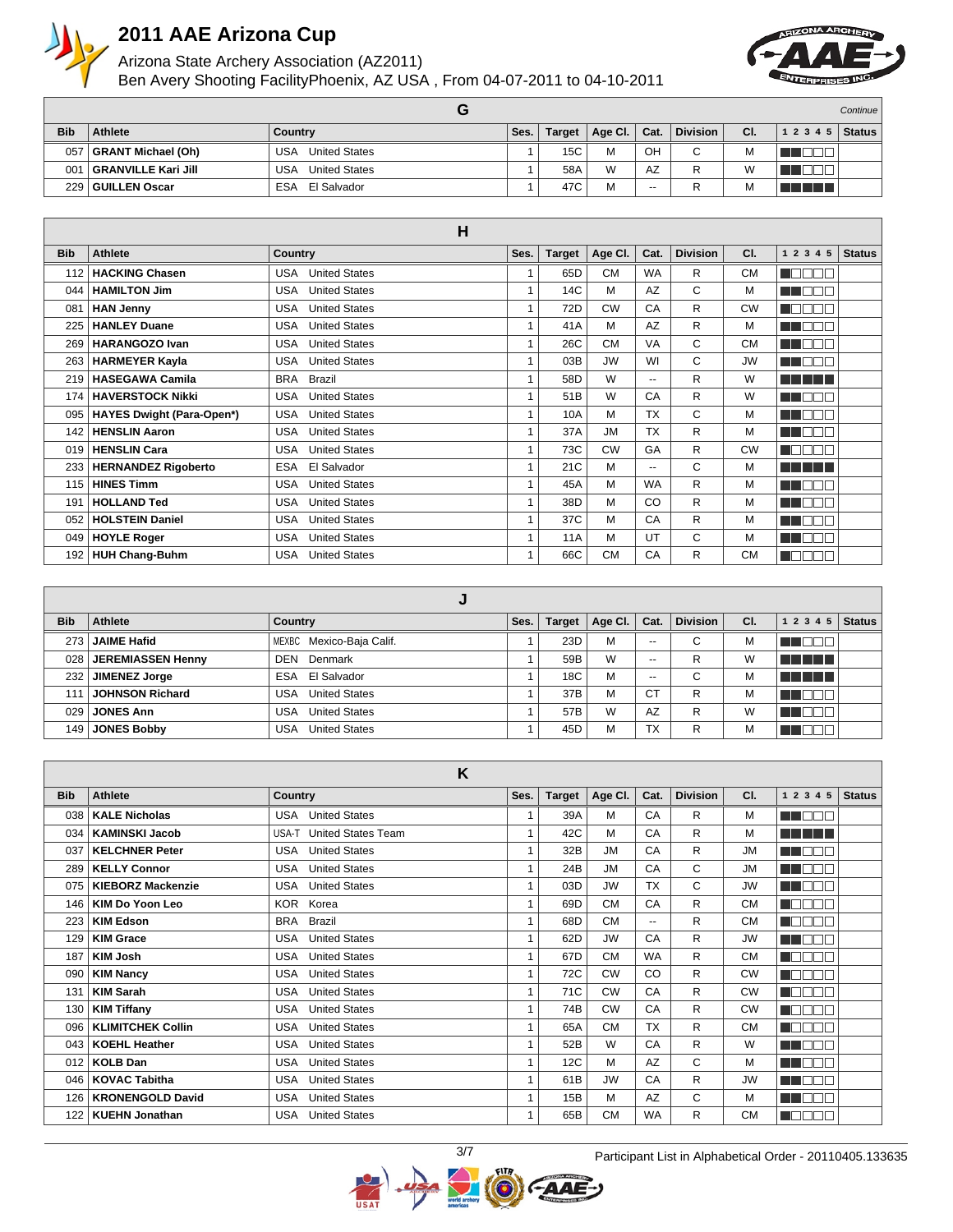# 2011 AAE Arizona Cup

Arizona State Archery Association (AZ2011)

Ben Avery Shooting FacilityPhoenix, AZ USA , From 04-07-2011 to 04-10-2011

## G

*Continue*

| Bib | Athlete | Country | Ses. | Target | Age Cl. | Cat. | Division | Cl. | 1 2 3 4 5 | Status |
|---|---|---|---|---|---|---|---|---|---|---|
| 057 | **GRANT Michael (Oh)** | USA United States | 1 | 15C | M | OH | C | M | | |
| 001 | **GRANVILLE Kari Jill** | USA United States | 1 | 58A | W | AZ | R | W | | |
| 229 | **GUILLEN Oscar** | ESA El Salvador | 1 | 47C | M | -- | R | M | | |

## H

| Bib | Athlete | Country | Ses. | Target | Age Cl. | Cat. | Division | Cl. | 1 2 3 4 5 | Status |
|---|---|---|---|---|---|---|---|---|---|---|
| 112 | **HACKING Chasen** | USA United States | 1 | 65D | CM | WA | R | CM | | |
| 044 | **HAMILTON Jim** | USA United States | 1 | 14C | M | AZ | C | M | | |
| 081 | **HAN Jenny** | USA United States | 1 | 72D | CW | CA | R | CW | | |
| 225 | **HANLEY Duane** | USA United States | 1 | 41A | M | AZ | R | M | | |
| 269 | **HARANGOZO Ivan** | USA United States | 1 | 26C | CM | VA | C | CM | | |
| 263 | **HARMEYER Kayla** | USA United States | 1 | 03B | JW | WI | C | JW | | |
| 219 | **HASEGAWA Camila** | BRA Brazil | 1 | 58D | W | -- | R | W | | |
| 174 | **HAVERSTOCK Nikki** | USA United States | 1 | 51B | W | CA | R | W | | |
| 095 | **HAYES Dwight (Para-Open*)** | USA United States | 1 | 10A | M | TX | C | M | | |
| 142 | **HENSLIN Aaron** | USA United States | 1 | 37A | JM | TX | R | M | | |
| 019 | **HENSLIN Cara** | USA United States | 1 | 73C | CW | GA | R | CW | | |
| 233 | **HERNANDEZ Rigoberto** | ESA El Salvador | 1 | 21C | M | -- | C | M | | |
| 115 | **HINES Timm** | USA United States | 1 | 45A | M | WA | R | M | | |
| 191 | **HOLLAND Ted** | USA United States | 1 | 38D | M | CO | R | M | | |
| 052 | **HOLSTEIN Daniel** | USA United States | 1 | 37C | M | CA | R | M | | |
| 049 | **HOYLE Roger** | USA United States | 1 | 11A | M | UT | C | M | | |
| 192 | **HUH Chang-Buhm** | USA United States | 1 | 66C | CM | CA | R | CM | | |

## J

| Bib | Athlete | Country | Ses. | Target | Age Cl. | Cat. | Division | Cl. | 1 2 3 4 5 | Status |
|---|---|---|---|---|---|---|---|---|---|---|
| 273 | **JAIME Hafid** | MEXBC Mexico-Baja Calif. | 1 | 23D | M | -- | C | M | | |
| 028 | **JEREMIASSEN Henny** | DEN Denmark | 1 | 59B | W | -- | R | W | | |
| 232 | **JIMENEZ Jorge** | ESA El Salvador | 1 | 18C | M | -- | C | M | | |
| 111 | **JOHNSON Richard** | USA United States | 1 | 37B | M | CT | R | M | | |
| 029 | **JONES Ann** | USA United States | 1 | 57B | W | AZ | R | W | | |
| 149 | **JONES Bobby** | USA United States | 1 | 45D | M | TX | R | M | | |

## K

| Bib | Athlete | Country | Ses. | Target | Age Cl. | Cat. | Division | Cl. | 1 2 3 4 5 | Status |
|---|---|---|---|---|---|---|---|---|---|---|
| 038 | **KALE Nicholas** | USA United States | 1 | 39A | M | CA | R | M | | |
| 034 | **KAMINSKI Jacob** | USA-T United States Team | 1 | 42C | M | CA | R | M | | |
| 037 | **KELCHNER Peter** | USA United States | 1 | 32B | JM | CA | R | JM | | |
| 289 | **KELLY Connor** | USA United States | 1 | 24B | JM | CA | C | JM | | |
| 075 | **KIEBORZ Mackenzie** | USA United States | 1 | 03D | JW | TX | C | JW | | |
| 146 | **KIM Do Yoon Leo** | KOR Korea | 1 | 69D | CM | CA | R | CM | | |
| 223 | **KIM Edson** | BRA Brazil | 1 | 68D | CM | -- | R | CM | | |
| 129 | **KIM Grace** | USA United States | 1 | 62D | JW | CA | R | JW | | |
| 187 | **KIM Josh** | USA United States | 1 | 67D | CM | WA | R | CM | | |
| 090 | **KIM Nancy** | USA United States | 1 | 72C | CW | CO | R | CW | | |
| 131 | **KIM Sarah** | USA United States | 1 | 71C | CW | CA | R | CW | | |
| 130 | **KIM Tiffany** | USA United States | 1 | 74B | CW | CA | R | CW | | |
| 096 | **KLIMITCHEK Collin** | USA United States | 1 | 65A | CM | TX | R | CM | | |
| 043 | **KOEHL Heather** | USA United States | 1 | 52B | W | CA | R | W | | |
| 012 | **KOLB Dan** | USA United States | 1 | 12C | M | AZ | C | M | | |
| 046 | **KOVAC Tabitha** | USA United States | 1 | 61B | JW | CA | R | JW | | |
| 126 | **KRONENGOLD David** | USA United States | 1 | 15B | M | AZ | C | M | | |
| 122 | **KUEHN Jonathan** | USA United States | 1 | 65B | CM | WA | R | CM | | |

Participant List in Alphabetical Order - 20110405.133635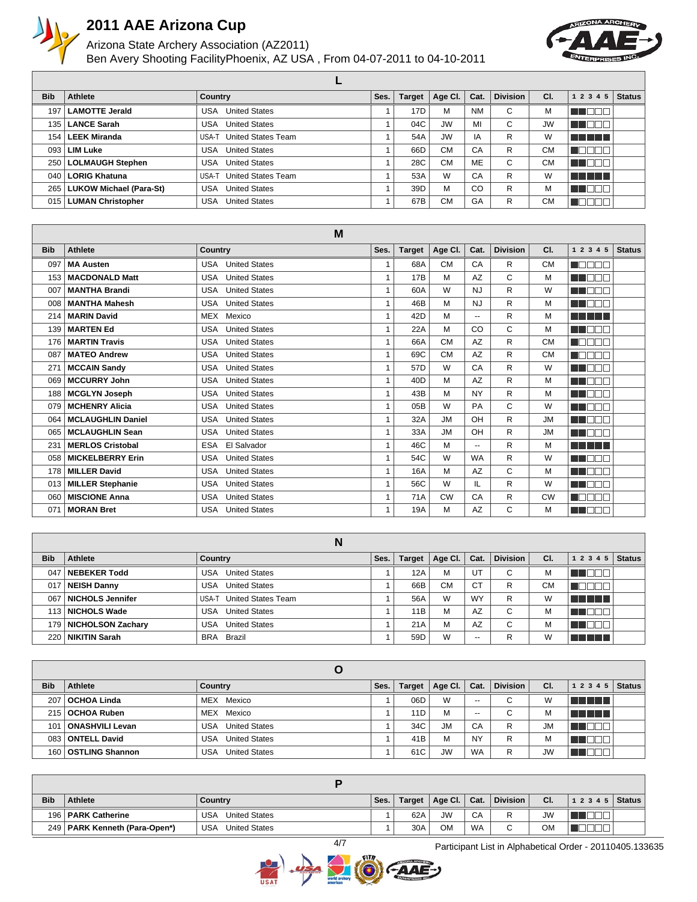# 2011 AAE Arizona Cup

Arizona State Archery Association (AZ2011)
Ben Avery Shooting FacilityPhoenix, AZ USA , From 04-07-2011 to 04-10-2011

## L

| Bib | Athlete | Country | | Ses. | Target | Age Cl. | Cat. | Division | Cl. | 1 2 3 4 5 | Status |
|---|---|---|---|---|---|---|---|---|---|---|---|
| 197 | **LAMOTTE Jerald** | USA | United States | 1 | 17D | M | NM | C | M | | |
| 135 | **LANCE Sarah** | USA | United States | 1 | 04C | JW | MI | C | JW | | |
| 154 | **LEEK Miranda** | USA-T | United States Team | 1 | 54A | JW | IA | R | W | | |
| 093 | **LIM Luke** | USA | United States | 1 | 66D | CM | CA | R | CM | | |
| 250 | **LOLMAUGH Stephen** | USA | United States | 1 | 28C | CM | ME | C | CM | | |
| 040 | **LORIG Khatuna** | USA-T | United States Team | 1 | 53A | W | CA | R | W | | |
| 265 | **LUKOW Michael (Para-St)** | USA | United States | 1 | 39D | M | CO | R | M | | |
| 015 | **LUMAN Christopher** | USA | United States | 1 | 67B | CM | GA | R | CM | | |

## M

| Bib | Athlete | Country | | Ses. | Target | Age Cl. | Cat. | Division | Cl. | 1 2 3 4 5 | Status |
|---|---|---|---|---|---|---|---|---|---|---|---|
| 097 | **MA Austen** | USA | United States | 1 | 68A | CM | CA | R | CM | | |
| 153 | **MACDONALD Matt** | USA | United States | 1 | 17B | M | AZ | C | M | | |
| 007 | **MANTHA Brandi** | USA | United States | 1 | 60A | W | NJ | R | W | | |
| 008 | **MANTHA Mahesh** | USA | United States | 1 | 46B | M | NJ | R | M | | |
| 214 | **MARIN David** | MEX | Mexico | 1 | 42D | M | -- | R | M | | |
| 139 | **MARTEN Ed** | USA | United States | 1 | 22A | M | CO | C | M | | |
| 176 | **MARTIN Travis** | USA | United States | 1 | 66A | CM | AZ | R | CM | | |
| 087 | **MATEO Andrew** | USA | United States | 1 | 69C | CM | AZ | R | CM | | |
| 271 | **MCCAIN Sandy** | USA | United States | 1 | 57D | W | CA | R | W | | |
| 069 | **MCCURRY John** | USA | United States | 1 | 40D | M | AZ | R | M | | |
| 188 | **MCGLYN Joseph** | USA | United States | 1 | 43B | M | NY | R | M | | |
| 079 | **MCHENRY Alicia** | USA | United States | 1 | 05B | W | PA | C | W | | |
| 064 | **MCLAUGHLIN Daniel** | USA | United States | 1 | 32A | JM | OH | R | JM | | |
| 065 | **MCLAUGHLIN Sean** | USA | United States | 1 | 33A | JM | OH | R | JM | | |
| 231 | **MERLOS Cristobal** | ESA | El Salvador | 1 | 46C | M | -- | R | M | | |
| 058 | **MICKELBERRY Erin** | USA | United States | 1 | 54C | W | WA | R | W | | |
| 178 | **MILLER David** | USA | United States | 1 | 16A | M | AZ | C | M | | |
| 013 | **MILLER Stephanie** | USA | United States | 1 | 56C | W | IL | R | W | | |
| 060 | **MISCIONE Anna** | USA | United States | 1 | 71A | CW | CA | R | CW | | |
| 071 | **MORAN Bret** | USA | United States | 1 | 19A | M | AZ | C | M | | |

## N

| Bib | Athlete | Country | | Ses. | Target | Age Cl. | Cat. | Division | Cl. | 1 2 3 4 5 | Status |
|---|---|---|---|---|---|---|---|---|---|---|---|
| 047 | **NEBEKER Todd** | USA | United States | 1 | 12A | M | UT | C | M | | |
| 017 | **NEISH Danny** | USA | United States | 1 | 66B | CM | CT | R | CM | | |
| 067 | **NICHOLS Jennifer** | USA-T | United States Team | 1 | 56A | W | WY | R | W | | |
| 113 | **NICHOLS Wade** | USA | United States | 1 | 11B | M | AZ | C | M | | |
| 179 | **NICHOLSON Zachary** | USA | United States | 1 | 21A | M | AZ | C | M | | |
| 220 | **NIKITIN Sarah** | BRA | Brazil | 1 | 59D | W | -- | R | W | | |

## O

| Bib | Athlete | Country | | Ses. | Target | Age Cl. | Cat. | Division | Cl. | 1 2 3 4 5 | Status |
|---|---|---|---|---|---|---|---|---|---|---|---|
| 207 | **OCHOA Linda** | MEX | Mexico | 1 | 06D | W | -- | C | W | | |
| 215 | **OCHOA Ruben** | MEX | Mexico | 1 | 11D | M | -- | C | M | | |
| 101 | **ONASHVILI Levan** | USA | United States | 1 | 34C | JM | CA | R | JM | | |
| 083 | **ONTELL David** | USA | United States | 1 | 41B | M | NY | R | M | | |
| 160 | **OSTLING Shannon** | USA | United States | 1 | 61C | JW | WA | R | JW | | |

## P

| Bib | Athlete | Country | | Ses. | Target | Age Cl. | Cat. | Division | Cl. | 1 2 3 4 5 | Status |
|---|---|---|---|---|---|---|---|---|---|---|---|
| 196 | **PARK Catherine** | USA | United States | 1 | 62A | JW | CA | R | JW | | |
| 249 | **PARK Kenneth (Para-Open*)** | USA | United States | 1 | 30A | OM | WA | C | OM | | |

Participant List in Alphabetical Order - 20110405.133635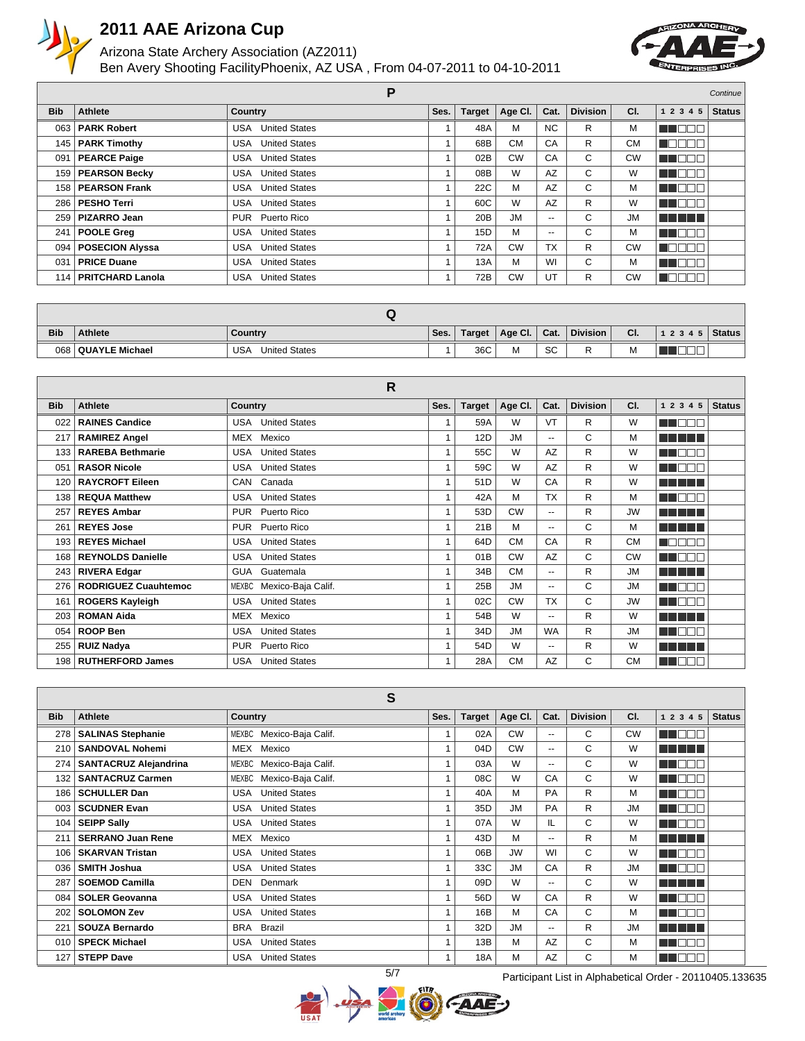# 2011 AAE Arizona Cup

Arizona State Archery Association (AZ2011)

Ben Avery Shooting FacilityPhoenix, AZ USA , From 04-07-2011 to 04-10-2011

## P

*Continue*

| Bib | Athlete | Country | Ses. | Target | Age Cl. | Cat. | Division | Cl. | 1 2 3 4 5 | Status |
|---|---|---|---|---|---|---|---|---|---|---|
| 063 | **PARK Robert** | USA United States | 1 | 48A | M | NC | R | M | | |
| 145 | **PARK Timothy** | USA United States | 1 | 68B | CM | CA | R | CM | | |
| 091 | **PEARCE Paige** | USA United States | 1 | 02B | CW | CA | C | CW | | |
| 159 | **PEARSON Becky** | USA United States | 1 | 08B | W | AZ | C | W | | |
| 158 | **PEARSON Frank** | USA United States | 1 | 22C | M | AZ | C | M | | |
| 286 | **PESHO Terri** | USA United States | 1 | 60C | W | AZ | R | W | | |
| 259 | **PIZARRO Jean** | PUR Puerto Rico | 1 | 20B | JM | -- | C | JM | | |
| 241 | **POOLE Greg** | USA United States | 1 | 15D | M | -- | C | M | | |
| 094 | **POSECION Alyssa** | USA United States | 1 | 72A | CW | TX | R | CW | | |
| 031 | **PRICE Duane** | USA United States | 1 | 13A | M | WI | C | M | | |
| 114 | **PRITCHARD Lanola** | USA United States | 1 | 72B | CW | UT | R | CW | | |

## Q

| Bib | Athlete | Country | Ses. | Target | Age Cl. | Cat. | Division | Cl. | 1 2 3 4 5 | Status |
|---|---|---|---|---|---|---|---|---|---|---|
| 068 | **QUAYLE Michael** | USA United States | 1 | 36C | M | SC | R | M | | |

## R

| Bib | Athlete | Country | Ses. | Target | Age Cl. | Cat. | Division | Cl. | 1 2 3 4 5 | Status |
|---|---|---|---|---|---|---|---|---|---|---|
| 022 | **RAINES Candice** | USA United States | 1 | 59A | W | VT | R | W | | |
| 217 | **RAMIREZ Angel** | MEX Mexico | 1 | 12D | JM | -- | C | M | | |
| 133 | **RAREBA Bethmarie** | USA United States | 1 | 55C | W | AZ | R | W | | |
| 051 | **RASOR Nicole** | USA United States | 1 | 59C | W | AZ | R | W | | |
| 120 | **RAYCROFT Eileen** | CAN Canada | 1 | 51D | W | CA | R | W | | |
| 138 | **REQUA Matthew** | USA United States | 1 | 42A | M | TX | R | M | | |
| 257 | **REYES Ambar** | PUR Puerto Rico | 1 | 53D | CW | -- | R | JW | | |
| 261 | **REYES Jose** | PUR Puerto Rico | 1 | 21B | M | -- | C | M | | |
| 193 | **REYES Michael** | USA United States | 1 | 64D | CM | CA | R | CM | | |
| 168 | **REYNOLDS Danielle** | USA United States | 1 | 01B | CW | AZ | C | CW | | |
| 243 | **RIVERA Edgar** | GUA Guatemala | 1 | 34B | CM | -- | R | JM | | |
| 276 | **RODRIGUEZ Cuauhtemoc** | MEXBC Mexico-Baja Calif. | 1 | 25B | JM | -- | C | JM | | |
| 161 | **ROGERS Kayleigh** | USA United States | 1 | 02C | CW | TX | C | JW | | |
| 203 | **ROMAN Aida** | MEX Mexico | 1 | 54B | W | -- | R | W | | |
| 054 | **ROOP Ben** | USA United States | 1 | 34D | JM | WA | R | JM | | |
| 255 | **RUIZ Nadya** | PUR Puerto Rico | 1 | 54D | W | -- | R | W | | |
| 198 | **RUTHERFORD James** | USA United States | 1 | 28A | CM | AZ | C | CM | | |

## S

| Bib | Athlete | Country | Ses. | Target | Age Cl. | Cat. | Division | Cl. | 1 2 3 4 5 | Status |
|---|---|---|---|---|---|---|---|---|---|---|
| 278 | **SALINAS Stephanie** | MEXBC Mexico-Baja Calif. | 1 | 02A | CW | -- | C | CW | | |
| 210 | **SANDOVAL Nohemi** | MEX Mexico | 1 | 04D | CW | -- | C | W | | |
| 274 | **SANTACRUZ Alejandrina** | MEXBC Mexico-Baja Calif. | 1 | 03A | W | -- | C | W | | |
| 132 | **SANTACRUZ Carmen** | MEXBC Mexico-Baja Calif. | 1 | 08C | W | CA | C | W | | |
| 186 | **SCHULLER Dan** | USA United States | 1 | 40A | M | PA | R | M | | |
| 003 | **SCUDNER Evan** | USA United States | 1 | 35D | JM | PA | R | JM | | |
| 104 | **SEIPP Sally** | USA United States | 1 | 07A | W | IL | C | W | | |
| 211 | **SERRANO Juan Rene** | MEX Mexico | 1 | 43D | M | -- | R | M | | |
| 106 | **SKARVAN Tristan** | USA United States | 1 | 06B | JW | WI | C | W | | |
| 036 | **SMITH Joshua** | USA United States | 1 | 33C | JM | CA | R | JM | | |
| 287 | **SOEMOD Camilla** | DEN Denmark | 1 | 09D | W | -- | C | W | | |
| 084 | **SOLER Geovanna** | USA United States | 1 | 56D | W | CA | R | W | | |
| 202 | **SOLOMON Zev** | USA United States | 1 | 16B | M | CA | C | M | | |
| 221 | **SOUZA Bernardo** | BRA Brazil | 1 | 32D | JM | -- | R | JM | | |
| 010 | **SPECK Michael** | USA United States | 1 | 13B | M | AZ | C | M | | |
| 127 | **STEPP Dave** | USA United States | 1 | 18A | M | AZ | C | M | | |

Participant List in Alphabetical Order - 20110405.133635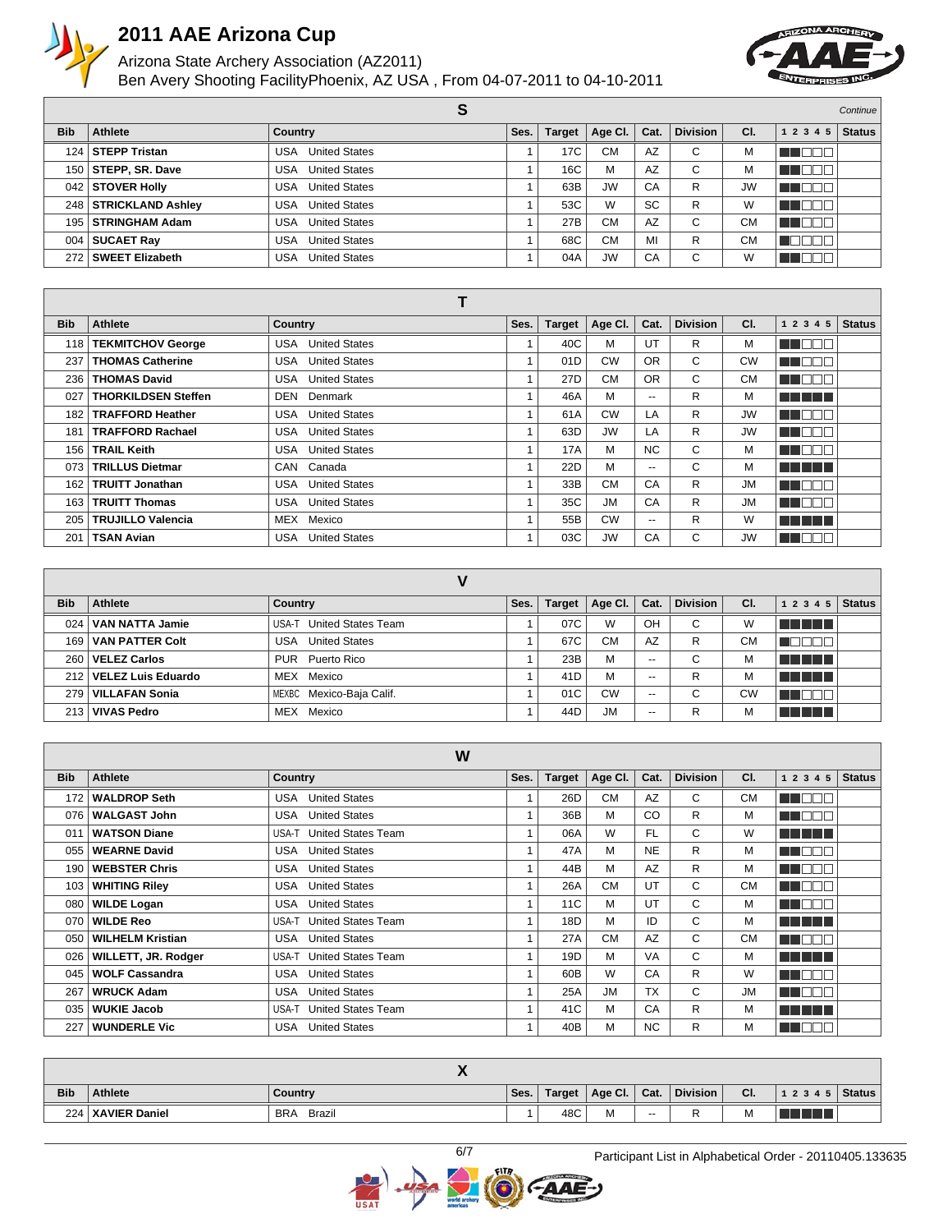# 2011 AAE Arizona Cup

Arizona State Archery Association (AZ2011)
Ben Avery Shooting FacilityPhoenix, AZ USA , From 04-07-2011 to 04-10-2011

## S

*Continue*

| Bib | Athlete | Country | Ses. | Target | Age Cl. | Cat. | Division | Cl. | 1 2 3 4 5 | Status |
|---|---|---|---|---|---|---|---|---|---|---|
| 124 | **STEPP Tristan** | USA United States | 1 | 17C | CM | AZ | C | M | | |
| 150 | **STEPP, SR. Dave** | USA United States | 1 | 16C | M | AZ | C | M | | |
| 042 | **STOVER Holly** | USA United States | 1 | 63B | JW | CA | R | JW | | |
| 248 | **STRICKLAND Ashley** | USA United States | 1 | 53C | W | SC | R | W | | |
| 195 | **STRINGHAM Adam** | USA United States | 1 | 27B | CM | AZ | C | CM | | |
| 004 | **SUCAET Ray** | USA United States | 1 | 68C | CM | MI | R | CM | | |
| 272 | **SWEET Elizabeth** | USA United States | 1 | 04A | JW | CA | C | W | | |

## T

| Bib | Athlete | Country | Ses. | Target | Age Cl. | Cat. | Division | Cl. | 1 2 3 4 5 | Status |
|---|---|---|---|---|---|---|---|---|---|---|
| 118 | **TEKMITCHOV George** | USA United States | 1 | 40C | M | UT | R | M | | |
| 237 | **THOMAS Catherine** | USA United States | 1 | 01D | CW | OR | C | CW | | |
| 236 | **THOMAS David** | USA United States | 1 | 27D | CM | OR | C | CM | | |
| 027 | **THORKILDSEN Steffen** | DEN Denmark | 1 | 46A | M | -- | R | M | | |
| 182 | **TRAFFORD Heather** | USA United States | 1 | 61A | CW | LA | R | JW | | |
| 181 | **TRAFFORD Rachael** | USA United States | 1 | 63D | JW | LA | R | JW | | |
| 156 | **TRAIL Keith** | USA United States | 1 | 17A | M | NC | C | M | | |
| 073 | **TRILLUS Dietmar** | CAN Canada | 1 | 22D | M | -- | C | M | | |
| 162 | **TRUITT Jonathan** | USA United States | 1 | 33B | CM | CA | R | JM | | |
| 163 | **TRUITT Thomas** | USA United States | 1 | 35C | JM | CA | R | JM | | |
| 205 | **TRUJILLO Valencia** | MEX Mexico | 1 | 55B | CW | -- | R | W | | |
| 201 | **TSAN Avian** | USA United States | 1 | 03C | JW | CA | C | JW | | |

## V

| Bib | Athlete | Country | Ses. | Target | Age Cl. | Cat. | Division | Cl. | 1 2 3 4 5 | Status |
|---|---|---|---|---|---|---|---|---|---|---|
| 024 | **VAN NATTA Jamie** | USA-T United States Team | 1 | 07C | W | OH | C | W | | |
| 169 | **VAN PATTER Colt** | USA United States | 1 | 67C | CM | AZ | R | CM | | |
| 260 | **VELEZ Carlos** | PUR Puerto Rico | 1 | 23B | M | -- | C | M | | |
| 212 | **VELEZ Luis Eduardo** | MEX Mexico | 1 | 41D | M | -- | R | M | | |
| 279 | **VILLAFAN Sonia** | MEXBC Mexico-Baja Calif. | 1 | 01C | CW | -- | C | CW | | |
| 213 | **VIVAS Pedro** | MEX Mexico | 1 | 44D | JM | -- | R | M | | |

## W

| Bib | Athlete | Country | Ses. | Target | Age Cl. | Cat. | Division | Cl. | 1 2 3 4 5 | Status |
|---|---|---|---|---|---|---|---|---|---|---|
| 172 | **WALDROP Seth** | USA United States | 1 | 26D | CM | AZ | C | CM | | |
| 076 | **WALGAST John** | USA United States | 1 | 36B | M | CO | R | M | | |
| 011 | **WATSON Diane** | USA-T United States Team | 1 | 06A | W | FL | C | W | | |
| 055 | **WEARNE David** | USA United States | 1 | 47A | M | NE | R | M | | |
| 190 | **WEBSTER Chris** | USA United States | 1 | 44B | M | AZ | R | M | | |
| 103 | **WHITING Riley** | USA United States | 1 | 26A | CM | UT | C | CM | | |
| 080 | **WILDE Logan** | USA United States | 1 | 11C | M | UT | C | M | | |
| 070 | **WILDE Reo** | USA-T United States Team | 1 | 18D | M | ID | C | M | | |
| 050 | **WILHELM Kristian** | USA United States | 1 | 27A | CM | AZ | C | CM | | |
| 026 | **WILLETT, JR. Rodger** | USA-T United States Team | 1 | 19D | M | VA | C | M | | |
| 045 | **WOLF Cassandra** | USA United States | 1 | 60B | W | CA | R | W | | |
| 267 | **WRUCK Adam** | USA United States | 1 | 25A | JM | TX | C | JM | | |
| 035 | **WUKIE Jacob** | USA-T United States Team | 1 | 41C | M | CA | R | M | | |
| 227 | **WUNDERLE Vic** | USA United States | 1 | 40B | M | NC | R | M | | |

## X

| Bib | Athlete | Country | Ses. | Target | Age Cl. | Cat. | Division | Cl. | 1 2 3 4 5 | Status |
|---|---|---|---|---|---|---|---|---|---|---|
| 224 | **XAVIER Daniel** | BRA Brazil | 1 | 48C | M | -- | R | M | | |

Participant List in Alphabetical Order - 20110405.133635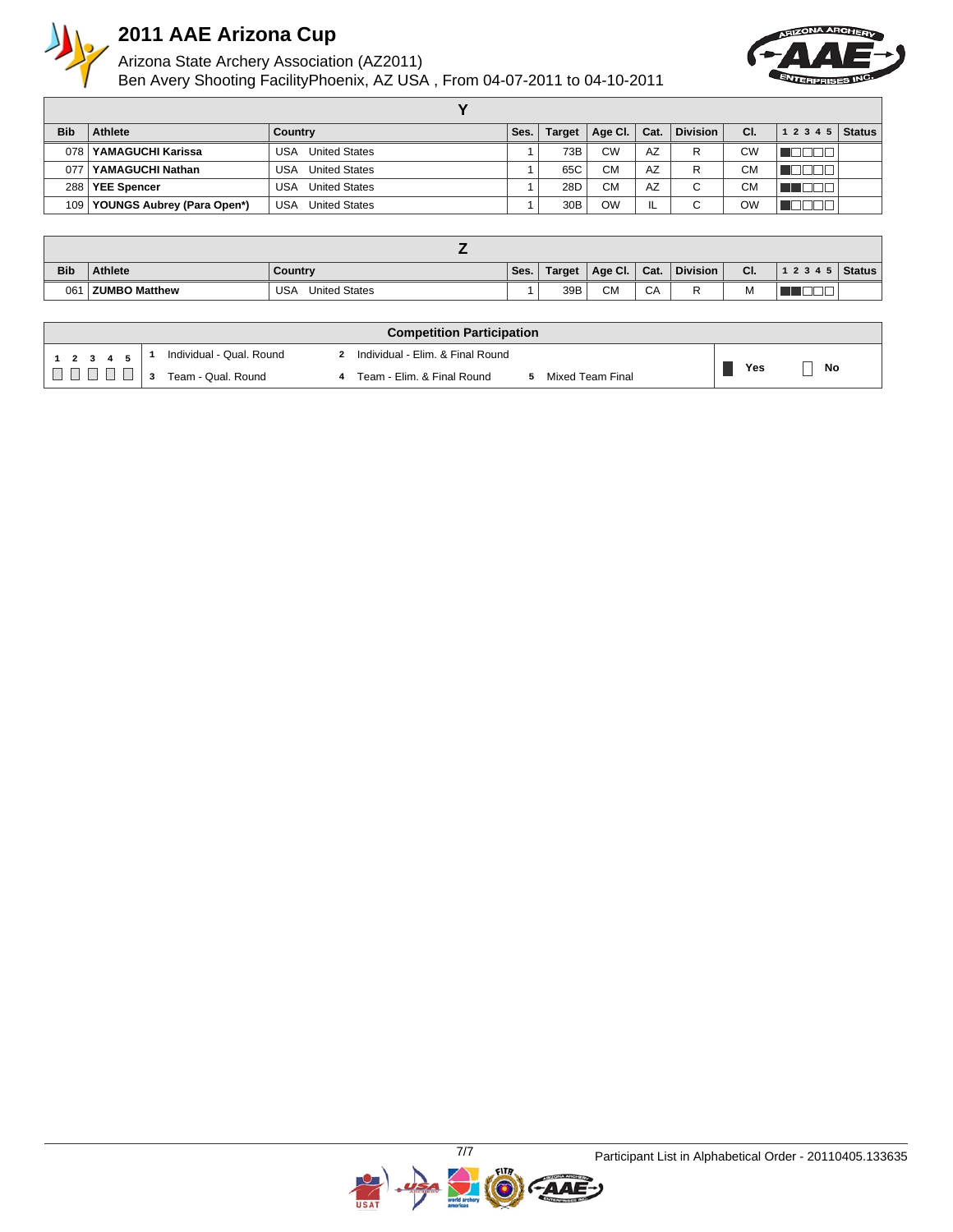# 2011 AAE Arizona Cup

Arizona State Archery Association (AZ2011)

Ben Avery Shooting FacilityPhoenix, AZ USA , From 04-07-2011 to 04-10-2011

## Y

| Bib | Athlete | Country | Ses. | Target | Age Cl. | Cat. | Division | Cl. | 1 2 3 4 5 | Status |
|---|---|---|---|---|---|---|---|---|---|---|
| 078 | **YAMAGUCHI Karissa** | USA United States | 1 | 73B | CW | AZ | R | CW | ■□□□□ | |
| 077 | **YAMAGUCHI Nathan** | USA United States | 1 | 65C | CM | AZ | R | CM | ■□□□□ | |
| 288 | **YEE Spencer** | USA United States | 1 | 28D | CM | AZ | C | CM | ■■□□□ | |
| 109 | **YOUNGS Aubrey (Para Open*)** | USA United States | 1 | 30B | OW | IL | C | OW | ■□□□□ | |

## Z

| Bib | Athlete | Country | Ses. | Target | Age Cl. | Cat. | Division | Cl. | 1 2 3 4 5 | Status |
|---|---|---|---|---|---|---|---|---|---|---|
| 061 | **ZUMBO Matthew** | USA United States | 1 | 39B | CM | CA | R | M | ■■□□□ | |

## Competition Participation

| | | | | |
|---|---|---|---|---|
| 1 2 3 4 5 | 1 Individual - Qual. Round | 2 Individual - Elim. & Final Round | | ■ Yes □ No |
| □ □ □ □ □ | 3 Team - Qual. Round | 4 Team - Elim. & Final Round | 5 Mixed Team Final | |

Participant List in Alphabetical Order - 20110405.133635